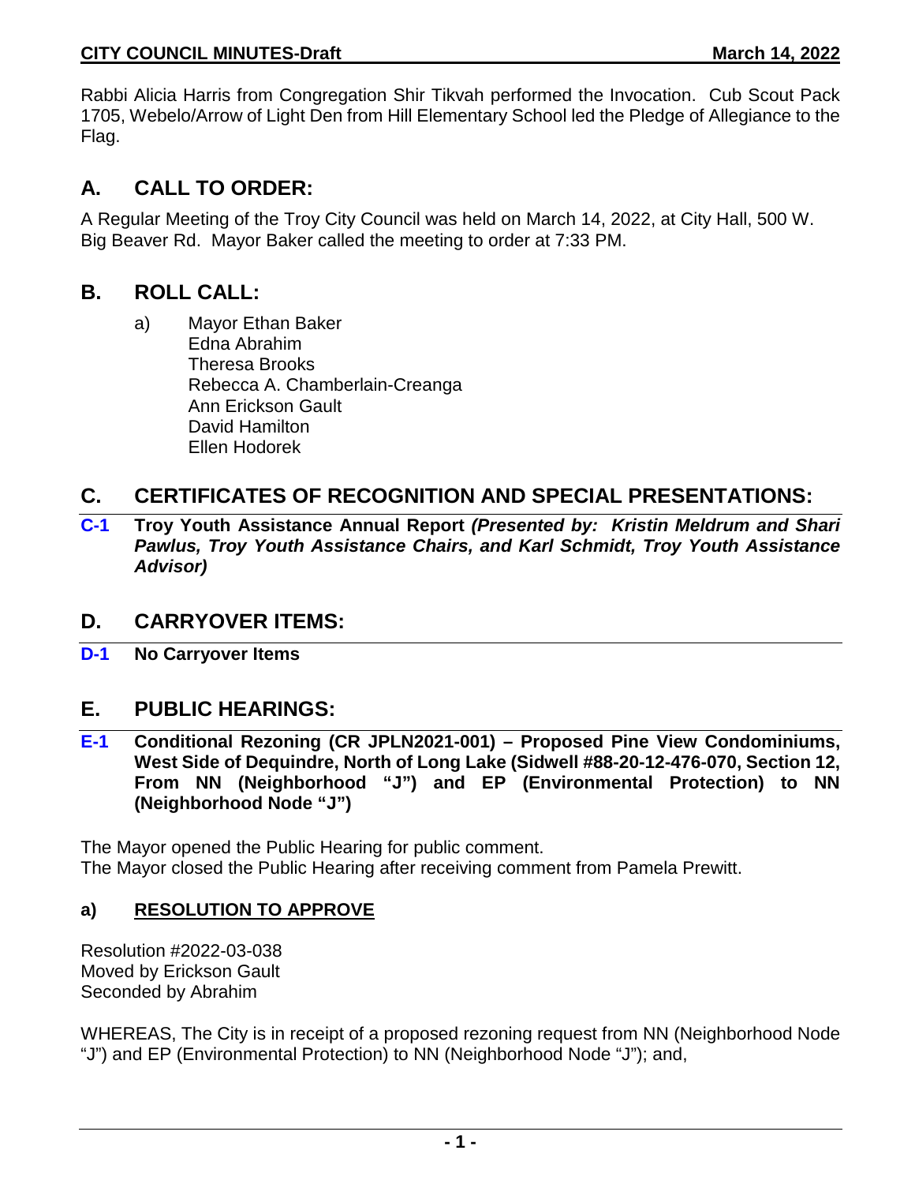Rabbi Alicia Harris from Congregation Shir Tikvah performed the Invocation. Cub Scout Pack 1705, Webelo/Arrow of Light Den from Hill Elementary School led the Pledge of Allegiance to the Flag.

## A. CALL TO ORDER:

A Regular Meeting of the Troy City Council was held on March 14, 2022, at City Hall, 500 W. Big Beaver Rd. Mayor Baker called the meeting to order at 7:33 PM.

## B. ROLL CALL:

a) Mayor Ethan Baker
Edna Abrahim
Theresa Brooks
Rebecca A. Chamberlain-Creanga
Ann Erickson Gault
David Hamilton
Ellen Hodorek

## C. CERTIFICATES OF RECOGNITION AND SPECIAL PRESENTATIONS:

**C-1 Troy Youth Assistance Annual Report *(Presented by: Kristin Meldrum and Shari Pawlus, Troy Youth Assistance Chairs, and Karl Schmidt, Troy Youth Assistance Advisor)***

## D. CARRYOVER ITEMS:

**D-1 No Carryover Items**

## E. PUBLIC HEARINGS:

**E-1 Conditional Rezoning (CR JPLN2021-001) – Proposed Pine View Condominiums, West Side of Dequindre, North of Long Lake (Sidwell #88-20-12-476-070, Section 12, From NN (Neighborhood "J") and EP (Environmental Protection) to NN (Neighborhood Node "J")**

The Mayor opened the Public Hearing for public comment.
The Mayor closed the Public Hearing after receiving comment from Pamela Prewitt.

### a) RESOLUTION TO APPROVE

Resolution #2022-03-038
Moved by Erickson Gault
Seconded by Abrahim

WHEREAS, The City is in receipt of a proposed rezoning request from NN (Neighborhood Node "J") and EP (Environmental Protection) to NN (Neighborhood Node "J"); and,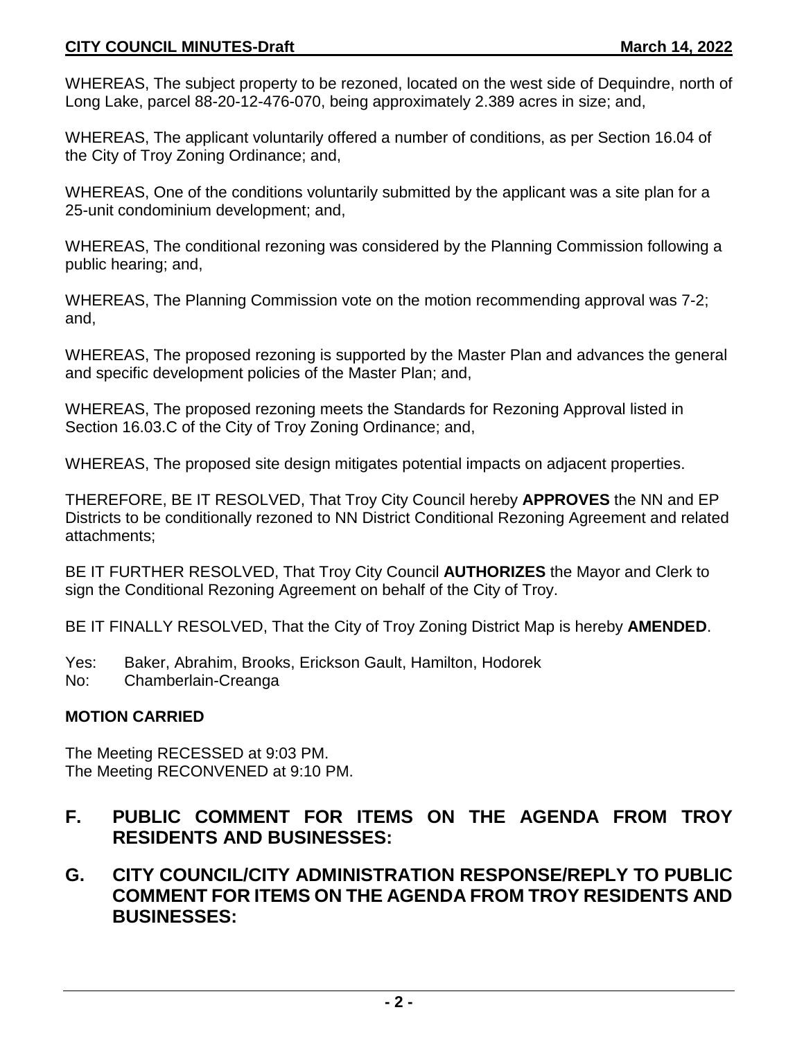WHEREAS, The subject property to be rezoned, located on the west side of Dequindre, north of Long Lake, parcel 88-20-12-476-070, being approximately 2.389 acres in size; and,

WHEREAS, The applicant voluntarily offered a number of conditions, as per Section 16.04 of the City of Troy Zoning Ordinance; and,

WHEREAS, One of the conditions voluntarily submitted by the applicant was a site plan for a 25-unit condominium development; and,

WHEREAS, The conditional rezoning was considered by the Planning Commission following a public hearing; and,

WHEREAS, The Planning Commission vote on the motion recommending approval was 7-2; and,

WHEREAS, The proposed rezoning is supported by the Master Plan and advances the general and specific development policies of the Master Plan; and,

WHEREAS, The proposed rezoning meets the Standards for Rezoning Approval listed in Section 16.03.C of the City of Troy Zoning Ordinance; and,

WHEREAS, The proposed site design mitigates potential impacts on adjacent properties.

THEREFORE, BE IT RESOLVED, That Troy City Council hereby **APPROVES** the NN and EP Districts to be conditionally rezoned to NN District Conditional Rezoning Agreement and related attachments;

BE IT FURTHER RESOLVED, That Troy City Council **AUTHORIZES** the Mayor and Clerk to sign the Conditional Rezoning Agreement on behalf of the City of Troy.

BE IT FINALLY RESOLVED, That the City of Troy Zoning District Map is hereby **AMENDED**.

Yes: Baker, Abrahim, Brooks, Erickson Gault, Hamilton, Hodorek
No: Chamberlain-Creanga

**MOTION CARRIED**

The Meeting RECESSED at 9:03 PM.
The Meeting RECONVENED at 9:10 PM.

## F. PUBLIC COMMENT FOR ITEMS ON THE AGENDA FROM TROY RESIDENTS AND BUSINESSES:

## G. CITY COUNCIL/CITY ADMINISTRATION RESPONSE/REPLY TO PUBLIC COMMENT FOR ITEMS ON THE AGENDA FROM TROY RESIDENTS AND BUSINESSES: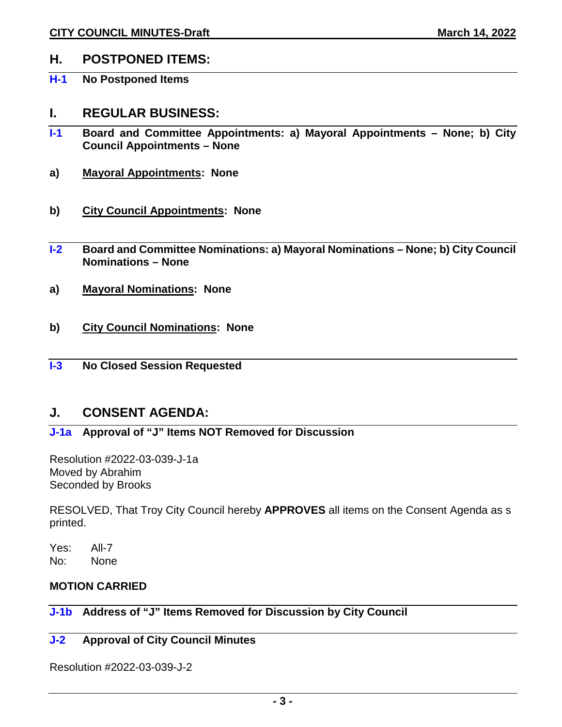## H. POSTPONED ITEMS:

**H-1 No Postponed Items**

## I. REGULAR BUSINESS:

**I-1 Board and Committee Appointments: a) Mayoral Appointments – None; b) City Council Appointments – None**

**a) <u>Mayoral Appointments</u>: None**

**b) <u>City Council Appointments</u>: None**

**I-2 Board and Committee Nominations: a) Mayoral Nominations – None; b) City Council Nominations – None**

**a) <u>Mayoral Nominations</u>: None**

**b) <u>City Council Nominations</u>: None**

**I-3 No Closed Session Requested**

## J. CONSENT AGENDA:

**J-1a Approval of "J" Items NOT Removed for Discussion**

Resolution #2022-03-039-J-1a
Moved by Abrahim
Seconded by Brooks

RESOLVED, That Troy City Council hereby **APPROVES** all items on the Consent Agenda as s printed.

Yes: All-7
No: None

**MOTION CARRIED**

**J-1b Address of "J" Items Removed for Discussion by City Council**

**J-2 Approval of City Council Minutes**

Resolution #2022-03-039-J-2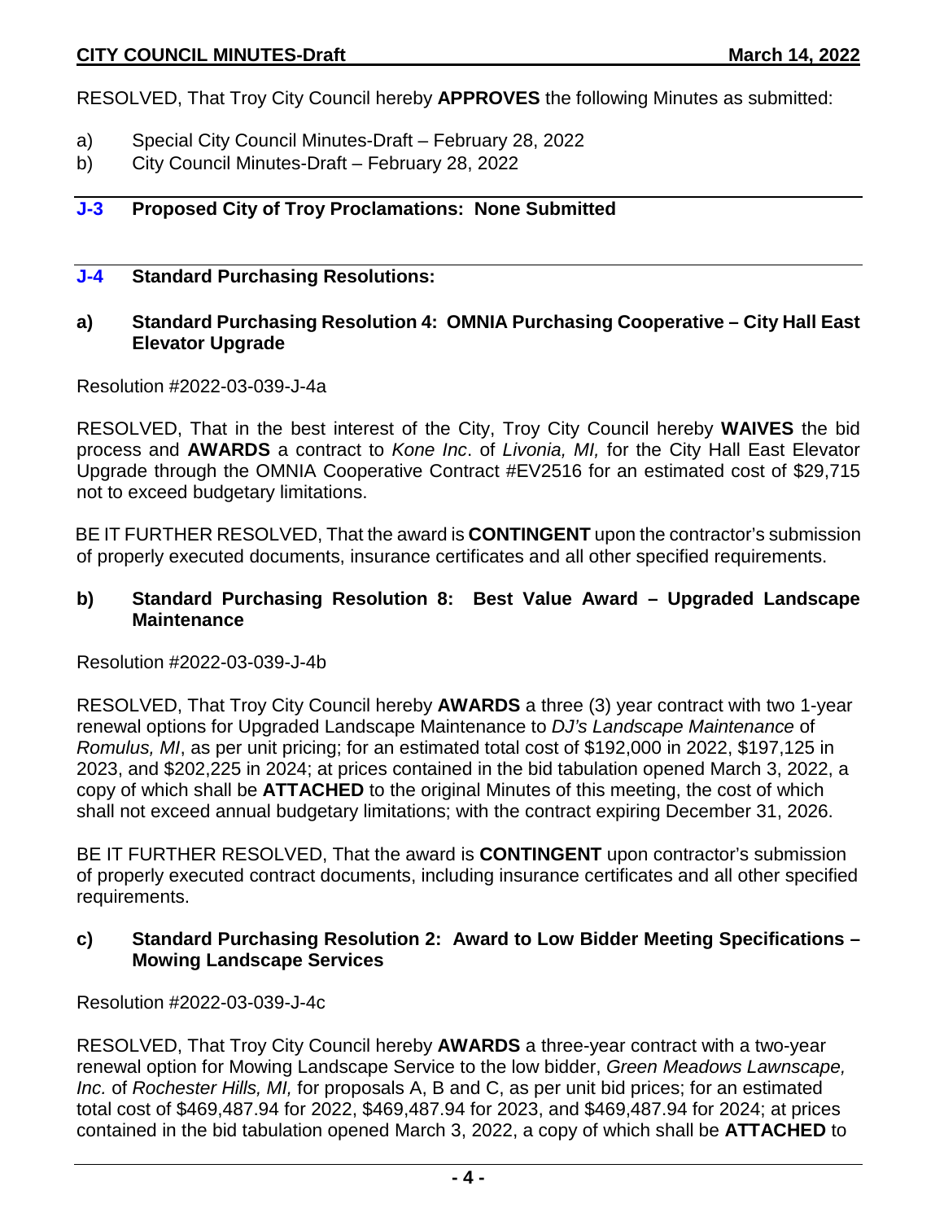RESOLVED, That Troy City Council hereby **APPROVES** the following Minutes as submitted:

a) Special City Council Minutes-Draft – February 28, 2022
b) City Council Minutes-Draft – February 28, 2022

## J-3 Proposed City of Troy Proclamations: None Submitted

## J-4 Standard Purchasing Resolutions:

### a) Standard Purchasing Resolution 4: OMNIA Purchasing Cooperative – City Hall East Elevator Upgrade

Resolution #2022-03-039-J-4a

RESOLVED, That in the best interest of the City, Troy City Council hereby **WAIVES** the bid process and **AWARDS** a contract to *Kone Inc*. of *Livonia, MI,* for the City Hall East Elevator Upgrade through the OMNIA Cooperative Contract #EV2516 for an estimated cost of $29,715 not to exceed budgetary limitations.

BE IT FURTHER RESOLVED, That the award is **CONTINGENT** upon the contractor's submission of properly executed documents, insurance certificates and all other specified requirements.

### b) Standard Purchasing Resolution 8: Best Value Award – Upgraded Landscape Maintenance

Resolution #2022-03-039-J-4b

RESOLVED, That Troy City Council hereby **AWARDS** a three (3) year contract with two 1-year renewal options for Upgraded Landscape Maintenance to *DJ's Landscape Maintenance* of *Romulus, MI*, as per unit pricing; for an estimated total cost of $192,000 in 2022, $197,125 in 2023, and $202,225 in 2024; at prices contained in the bid tabulation opened March 3, 2022, a copy of which shall be **ATTACHED** to the original Minutes of this meeting, the cost of which shall not exceed annual budgetary limitations; with the contract expiring December 31, 2026.

BE IT FURTHER RESOLVED, That the award is **CONTINGENT** upon contractor's submission of properly executed contract documents, including insurance certificates and all other specified requirements.

### c) Standard Purchasing Resolution 2: Award to Low Bidder Meeting Specifications – Mowing Landscape Services

Resolution #2022-03-039-J-4c

RESOLVED, That Troy City Council hereby **AWARDS** a three-year contract with a two-year renewal option for Mowing Landscape Service to the low bidder, *Green Meadows Lawnscape, Inc.* of *Rochester Hills, MI,* for proposals A, B and C, as per unit bid prices; for an estimated total cost of $469,487.94 for 2022, $469,487.94 for 2023, and $469,487.94 for 2024; at prices contained in the bid tabulation opened March 3, 2022, a copy of which shall be **ATTACHED** to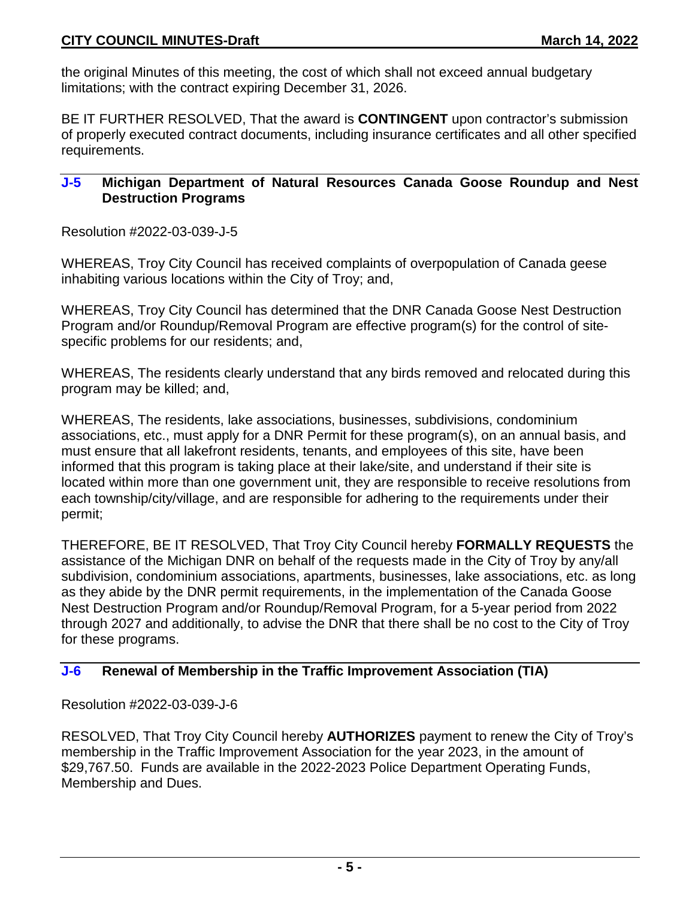the original Minutes of this meeting, the cost of which shall not exceed annual budgetary limitations; with the contract expiring December 31, 2026.

BE IT FURTHER RESOLVED, That the award is **CONTINGENT** upon contractor's submission of properly executed contract documents, including insurance certificates and all other specified requirements.

### J-5 Michigan Department of Natural Resources Canada Goose Roundup and Nest Destruction Programs

Resolution #2022-03-039-J-5

WHEREAS, Troy City Council has received complaints of overpopulation of Canada geese inhabiting various locations within the City of Troy; and,

WHEREAS, Troy City Council has determined that the DNR Canada Goose Nest Destruction Program and/or Roundup/Removal Program are effective program(s) for the control of site-specific problems for our residents; and,

WHEREAS, The residents clearly understand that any birds removed and relocated during this program may be killed; and,

WHEREAS, The residents, lake associations, businesses, subdivisions, condominium associations, etc., must apply for a DNR Permit for these program(s), on an annual basis, and must ensure that all lakefront residents, tenants, and employees of this site, have been informed that this program is taking place at their lake/site, and understand if their site is located within more than one government unit, they are responsible to receive resolutions from each township/city/village, and are responsible for adhering to the requirements under their permit;

THEREFORE, BE IT RESOLVED, That Troy City Council hereby **FORMALLY REQUESTS** the assistance of the Michigan DNR on behalf of the requests made in the City of Troy by any/all subdivision, condominium associations, apartments, businesses, lake associations, etc. as long as they abide by the DNR permit requirements, in the implementation of the Canada Goose Nest Destruction Program and/or Roundup/Removal Program, for a 5-year period from 2022 through 2027 and additionally, to advise the DNR that there shall be no cost to the City of Troy for these programs.

### J-6 Renewal of Membership in the Traffic Improvement Association (TIA)

Resolution #2022-03-039-J-6

RESOLVED, That Troy City Council hereby **AUTHORIZES** payment to renew the City of Troy's membership in the Traffic Improvement Association for the year 2023, in the amount of $29,767.50. Funds are available in the 2022-2023 Police Department Operating Funds, Membership and Dues.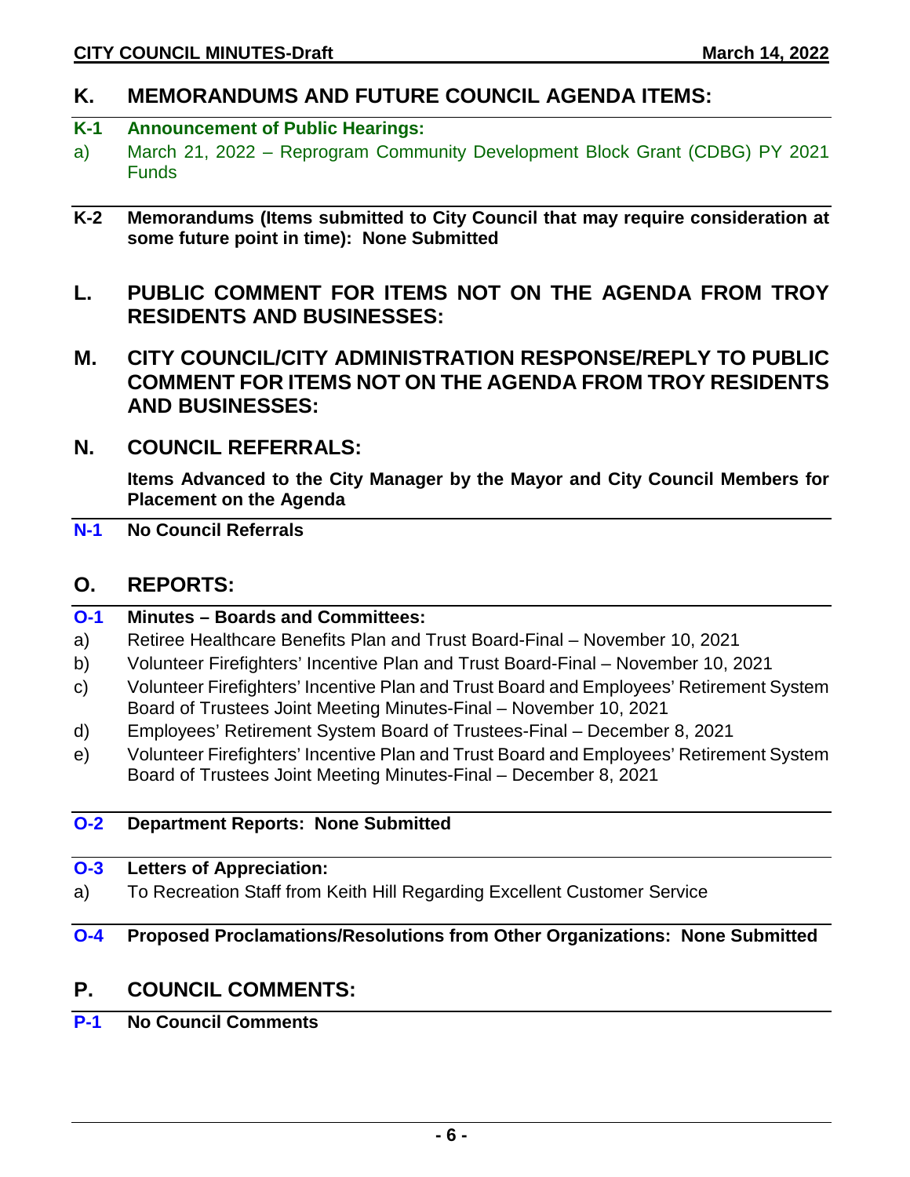## K. MEMORANDUMS AND FUTURE COUNCIL AGENDA ITEMS:

**K-1 Announcement of Public Hearings:**

a) March 21, 2022 – Reprogram Community Development Block Grant (CDBG) PY 2021 Funds

**K-2 Memorandums (Items submitted to City Council that may require consideration at some future point in time): None Submitted**

## L. PUBLIC COMMENT FOR ITEMS NOT ON THE AGENDA FROM TROY RESIDENTS AND BUSINESSES:

## M. CITY COUNCIL/CITY ADMINISTRATION RESPONSE/REPLY TO PUBLIC COMMENT FOR ITEMS NOT ON THE AGENDA FROM TROY RESIDENTS AND BUSINESSES:

## N. COUNCIL REFERRALS:

**Items Advanced to the City Manager by the Mayor and City Council Members for Placement on the Agenda**

**N-1 No Council Referrals**

## O. REPORTS:

**O-1 Minutes – Boards and Committees:**

a) Retiree Healthcare Benefits Plan and Trust Board-Final – November 10, 2021

b) Volunteer Firefighters' Incentive Plan and Trust Board-Final – November 10, 2021

c) Volunteer Firefighters' Incentive Plan and Trust Board and Employees' Retirement System Board of Trustees Joint Meeting Minutes-Final – November 10, 2021

d) Employees' Retirement System Board of Trustees-Final – December 8, 2021

e) Volunteer Firefighters' Incentive Plan and Trust Board and Employees' Retirement System Board of Trustees Joint Meeting Minutes-Final – December 8, 2021

**O-2 Department Reports: None Submitted**

**O-3 Letters of Appreciation:**

a) To Recreation Staff from Keith Hill Regarding Excellent Customer Service

**O-4 Proposed Proclamations/Resolutions from Other Organizations: None Submitted**

## P. COUNCIL COMMENTS:

**P-1 No Council Comments**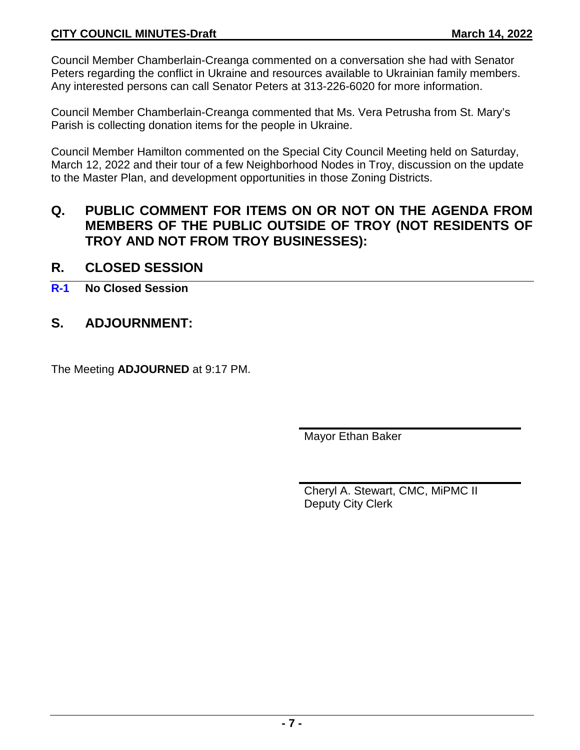Council Member Chamberlain-Creanga commented on a conversation she had with Senator Peters regarding the conflict in Ukraine and resources available to Ukrainian family members. Any interested persons can call Senator Peters at 313-226-6020 for more information.

Council Member Chamberlain-Creanga commented that Ms. Vera Petrusha from St. Mary's Parish is collecting donation items for the people in Ukraine.

Council Member Hamilton commented on the Special City Council Meeting held on Saturday, March 12, 2022 and their tour of a few Neighborhood Nodes in Troy, discussion on the update to the Master Plan, and development opportunities in those Zoning Districts.

## Q. PUBLIC COMMENT FOR ITEMS ON OR NOT ON THE AGENDA FROM MEMBERS OF THE PUBLIC OUTSIDE OF TROY (NOT RESIDENTS OF TROY AND NOT FROM TROY BUSINESSES):

## R. CLOSED SESSION

**R-1 No Closed Session**

## S. ADJOURNMENT:

The Meeting **ADJOURNED** at 9:17 PM.

Mayor Ethan Baker

Cheryl A. Stewart, CMC, MiPMC II
Deputy City Clerk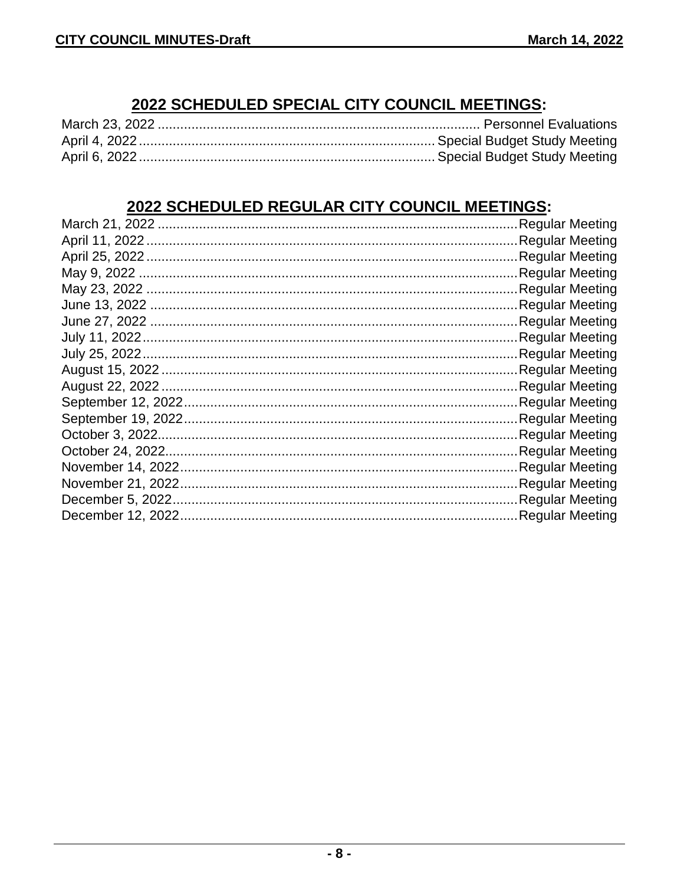## 2022 SCHEDULED SPECIAL CITY COUNCIL MEETINGS:

March 23, 2022 .................................................................................... Personnel Evaluations
April 4, 2022 .............................................................................. Special Budget Study Meeting
April 6, 2022 .............................................................................. Special Budget Study Meeting

## 2022 SCHEDULED REGULAR CITY COUNCIL MEETINGS:

March 21, 2022 ................................................................................................Regular Meeting
April 11, 2022 ..................................................................................................Regular Meeting
April 25, 2022 ..................................................................................................Regular Meeting
May 9, 2022 .....................................................................................................Regular Meeting
May 23, 2022 ...................................................................................................Regular Meeting
June 13, 2022 ..................................................................................................Regular Meeting
June 27, 2022 ..................................................................................................Regular Meeting
July 11, 2022....................................................................................................Regular Meeting
July 25, 2022....................................................................................................Regular Meeting
August 15, 2022 ...............................................................................................Regular Meeting
August 22, 2022 ...............................................................................................Regular Meeting
September 12, 2022.........................................................................................Regular Meeting
September 19, 2022.........................................................................................Regular Meeting
October 3, 2022................................................................................................Regular Meeting
October 24, 2022..............................................................................................Regular Meeting
November 14, 2022..........................................................................................Regular Meeting
November 21, 2022..........................................................................................Regular Meeting
December 5, 2022............................................................................................Regular Meeting
December 12, 2022..........................................................................................Regular Meeting